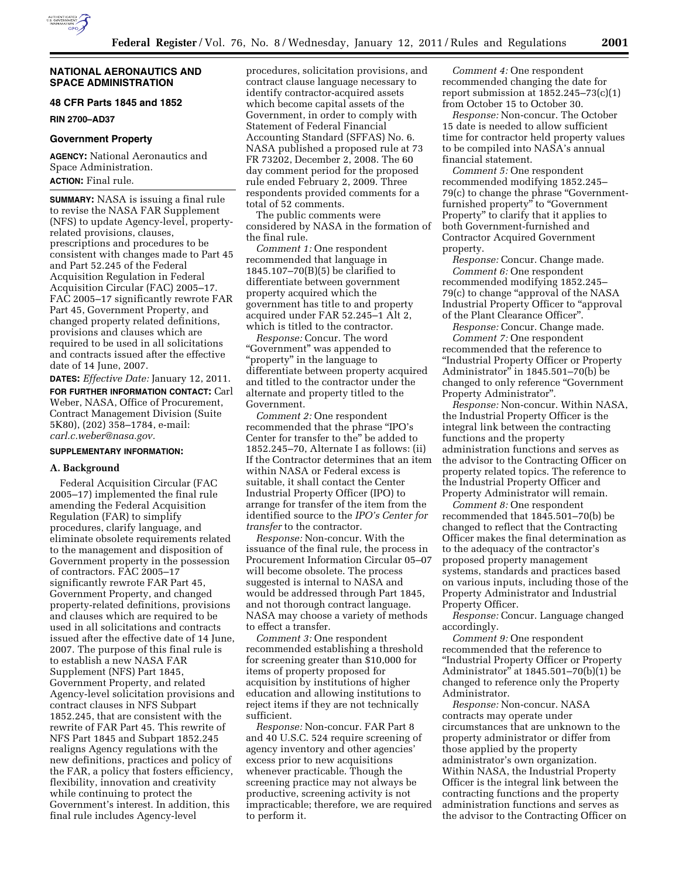## NATIONAL AERONAUTICS AND SPACE ADMINISTRATION

### 48 CFR Parts 1845 and 1852

**RIN 2700–AD37**

### Government Property

**AGENCY:** National Aeronautics and Space Administration.

**ACTION:** Final rule.

**SUMMARY:** NASA is issuing a final rule to revise the NASA FAR Supplement (NFS) to update Agency-level, property-related provisions, clauses, prescriptions and procedures to be consistent with changes made to Part 45 and Part 52.245 of the Federal Acquisition Regulation in Federal Acquisition Circular (FAC) 2005–17. FAC 2005–17 significantly rewrote FAR Part 45, Government Property, and changed property related definitions, provisions and clauses which are required to be used in all solicitations and contracts issued after the effective date of 14 June, 2007.

**DATES:** *Effective Date:* January 12, 2011.

**FOR FURTHER INFORMATION CONTACT:** Carl Weber, NASA, Office of Procurement, Contract Management Division (Suite 5K80), (202) 358–1784, e-mail: *carl.c.weber@nasa.gov.*

**SUPPLEMENTARY INFORMATION:**

### A. Background

Federal Acquisition Circular (FAC 2005–17) implemented the final rule amending the Federal Acquisition Regulation (FAR) to simplify procedures, clarify language, and eliminate obsolete requirements related to the management and disposition of Government property in the possession of contractors. FAC 2005–17 significantly rewrote FAR Part 45, Government Property, and changed property-related definitions, provisions and clauses which are required to be used in all solicitations and contracts issued after the effective date of 14 June, 2007. The purpose of this final rule is to establish a new NASA FAR Supplement (NFS) Part 1845, Government Property, and related Agency-level solicitation provisions and contract clauses in NFS Subpart 1852.245, that are consistent with the rewrite of FAR Part 45. This rewrite of NFS Part 1845 and Subpart 1852.245 realigns Agency regulations with the new definitions, practices and policy of the FAR, a policy that fosters efficiency, flexibility, innovation and creativity while continuing to protect the Government's interest. In addition, this final rule includes Agency-level procedures, solicitation provisions, and contract clause language necessary to identify contractor-acquired assets which become capital assets of the Government, in order to comply with Statement of Federal Financial Accounting Standard (SFFAS) No. 6. NASA published a proposed rule at 73 FR 73202, December 2, 2008. The 60 day comment period for the proposed rule ended February 2, 2009. Three respondents provided comments for a total of 52 comments.

The public comments were considered by NASA in the formation of the final rule.

*Comment 1:* One respondent recommended that language in 1845.107–70(B)(5) be clarified to differentiate between government property acquired which the government has title to and property acquired under FAR 52.245–1 Alt 2, which is titled to the contractor.

*Response:* Concur. The word "Government" was appended to "property" in the language to differentiate between property acquired and titled to the contractor under the alternate and property titled to the Government.

*Comment 2:* One respondent recommended that the phrase "IPO's Center for transfer to the" be added to 1852.245–70, Alternate I as follows: (ii) If the Contractor determines that an item within NASA or Federal excess is suitable, it shall contact the Center Industrial Property Officer (IPO) to arrange for transfer of the item from the identified source to the *IPO's Center for transfer* to the contractor.

*Response:* Non-concur. With the issuance of the final rule, the process in Procurement Information Circular 05–07 will become obsolete. The process suggested is internal to NASA and would be addressed through Part 1845, and not thorough contract language. NASA may choose a variety of methods to effect a transfer.

*Comment 3:* One respondent recommended establishing a threshold for screening greater than $10,000 for items of property proposed for acquisition by institutions of higher education and allowing institutions to reject items if they are not technically sufficient.

*Response:* Non-concur. FAR Part 8 and 40 U.S.C. 524 require screening of agency inventory and other agencies' excess prior to new acquisitions whenever practicable. Though the screening practice may not always be productive, screening activity is not impracticable; therefore, we are required to perform it.

*Comment 4:* One respondent recommended changing the date for report submission at 1852.245–73(c)(1) from October 15 to October 30.

*Response:* Non-concur. The October 15 date is needed to allow sufficient time for contractor held property values to be compiled into NASA's annual financial statement.

*Comment 5:* One respondent recommended modifying 1852.245–79(c) to change the phrase "Government-furnished property" to "Government Property" to clarify that it applies to both Government-furnished and Contractor Acquired Government property.

*Response:* Concur. Change made.

*Comment 6:* One respondent recommended modifying 1852.245–79(c) to change "approval of the NASA Industrial Property Officer to "approval of the Plant Clearance Officer".

*Response:* Concur. Change made.

*Comment 7:* One respondent recommended that the reference to "Industrial Property Officer or Property Administrator" in 1845.501–70(b) be changed to only reference "Government Property Administrator".

*Response:* Non-concur. Within NASA, the Industrial Property Officer is the integral link between the contracting functions and the property administration functions and serves as the advisor to the Contracting Officer on property related topics. The reference to the Industrial Property Officer and Property Administrator will remain.

*Comment 8:* One respondent recommended that 1845.501–70(b) be changed to reflect that the Contracting Officer makes the final determination as to the adequacy of the contractor's proposed property management systems, standards and practices based on various inputs, including those of the Property Administrator and Industrial Property Officer.

*Response:* Concur. Language changed accordingly.

*Comment 9:* One respondent recommended that the reference to "Industrial Property Officer or Property Administrator" at 1845.501–70(b)(1) be changed to reference only the Property Administrator.

*Response:* Non-concur. NASA contracts may operate under circumstances that are unknown to the property administrator or differ from those applied by the property administrator's own organization. Within NASA, the Industrial Property Officer is the integral link between the contracting functions and the property administration functions and serves as the advisor to the Contracting Officer on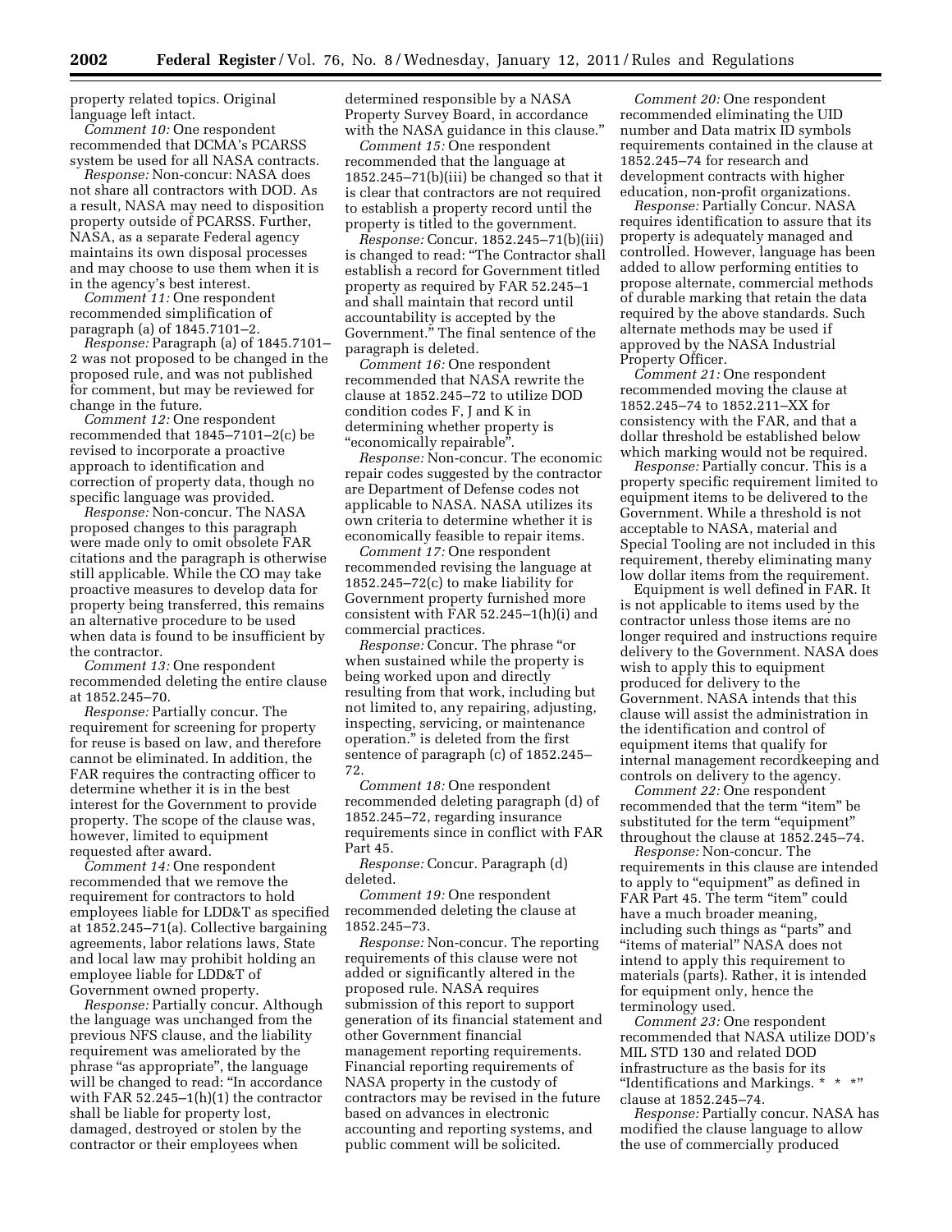property related topics. Original language left intact.

*Comment 10:* One respondent recommended that DCMA's PCARSS system be used for all NASA contracts.

*Response:* Non-concur: NASA does not share all contractors with DOD. As a result, NASA may need to disposition property outside of PCARSS. Further, NASA, as a separate Federal agency maintains its own disposal processes and may choose to use them when it is in the agency's best interest.

*Comment 11:* One respondent recommended simplification of paragraph (a) of 1845.7101–2.

*Response:* Paragraph (a) of 1845.7101–2 was not proposed to be changed in the proposed rule, and was not published for comment, but may be reviewed for change in the future.

*Comment 12:* One respondent recommended that 1845–7101–2(c) be revised to incorporate a proactive approach to identification and correction of property data, though no specific language was provided.

*Response:* Non-concur. The NASA proposed changes to this paragraph were made only to omit obsolete FAR citations and the paragraph is otherwise still applicable. While the CO may take proactive measures to develop data for property being transferred, this remains an alternative procedure to be used when data is found to be insufficient by the contractor.

*Comment 13:* One respondent recommended deleting the entire clause at 1852.245–70.

*Response:* Partially concur. The requirement for screening for property for reuse is based on law, and therefore cannot be eliminated. In addition, the FAR requires the contracting officer to determine whether it is in the best interest for the Government to provide property. The scope of the clause was, however, limited to equipment requested after award.

*Comment 14:* One respondent recommended that we remove the requirement for contractors to hold employees liable for LDD&T as specified at 1852.245–71(a). Collective bargaining agreements, labor relations laws, State and local law may prohibit holding an employee liable for LDD&T of Government owned property.

*Response:* Partially concur. Although the language was unchanged from the previous NFS clause, and the liability requirement was ameliorated by the phrase "as appropriate", the language will be changed to read: "In accordance with FAR 52.245–1(h)(1) the contractor shall be liable for property lost, damaged, destroyed or stolen by the contractor or their employees when determined responsible by a NASA Property Survey Board, in accordance with the NASA guidance in this clause."

*Comment 15:* One respondent recommended that the language at 1852.245–71(b)(iii) be changed so that it is clear that contractors are not required to establish a property record until the property is titled to the government.

*Response:* Concur. 1852.245–71(b)(iii) is changed to read: "The Contractor shall establish a record for Government titled property as required by FAR 52.245–1 and shall maintain that record until accountability is accepted by the Government." The final sentence of the paragraph is deleted.

*Comment 16:* One respondent recommended that NASA rewrite the clause at 1852.245–72 to utilize DOD condition codes F, J and K in determining whether property is "economically repairable".

*Response:* Non-concur. The economic repair codes suggested by the contractor are Department of Defense codes not applicable to NASA. NASA utilizes its own criteria to determine whether it is economically feasible to repair items.

*Comment 17:* One respondent recommended revising the language at 1852.245–72(c) to make liability for Government property furnished more consistent with FAR 52.245–1(h)(i) and commercial practices.

*Response:* Concur. The phrase "or when sustained while the property is being worked upon and directly resulting from that work, including but not limited to, any repairing, adjusting, inspecting, servicing, or maintenance operation." is deleted from the first sentence of paragraph (c) of 1852.245–72.

*Comment 18:* One respondent recommended deleting paragraph (d) of 1852.245–72, regarding insurance requirements since in conflict with FAR Part 45.

*Response:* Concur. Paragraph (d) deleted.

*Comment 19:* One respondent recommended deleting the clause at 1852.245–73.

*Response:* Non-concur. The reporting requirements of this clause were not added or significantly altered in the proposed rule. NASA requires submission of this report to support generation of its financial statement and other Government financial management reporting requirements. Financial reporting requirements of NASA property in the custody of contractors may be revised in the future based on advances in electronic accounting and reporting systems, and public comment will be solicited.

*Comment 20:* One respondent recommended eliminating the UID number and Data matrix ID symbols requirements contained in the clause at 1852.245–74 for research and development contracts with higher education, non-profit organizations.

*Response:* Partially Concur. NASA requires identification to assure that its property is adequately managed and controlled. However, language has been added to allow performing entities to propose alternate, commercial methods of durable marking that retain the data required by the above standards. Such alternate methods may be used if approved by the NASA Industrial Property Officer.

*Comment 21:* One respondent recommended moving the clause at 1852.245–74 to 1852.211–XX for consistency with the FAR, and that a dollar threshold be established below which marking would not be required.

*Response:* Partially concur. This is a property specific requirement limited to equipment items to be delivered to the Government. While a threshold is not acceptable to NASA, material and Special Tooling are not included in this requirement, thereby eliminating many low dollar items from the requirement.

Equipment is well defined in FAR. It is not applicable to items used by the contractor unless those items are no longer required and instructions require delivery to the Government. NASA does wish to apply this to equipment produced for delivery to the Government. NASA intends that this clause will assist the administration in the identification and control of equipment items that qualify for internal management recordkeeping and controls on delivery to the agency.

*Comment 22:* One respondent recommended that the term "item" be substituted for the term "equipment" throughout the clause at 1852.245–74.

*Response:* Non-concur. The requirements in this clause are intended to apply to "equipment" as defined in FAR Part 45. The term "item" could have a much broader meaning, including such things as "parts" and "items of material" NASA does not intend to apply this requirement to materials (parts). Rather, it is intended for equipment only, hence the terminology used.

*Comment 23:* One respondent recommended that NASA utilize DOD's MIL STD 130 and related DOD infrastructure as the basis for its "Identifications and Markings. * * *" clause at 1852.245–74.

*Response:* Partially concur. NASA has modified the clause language to allow the use of commercially produced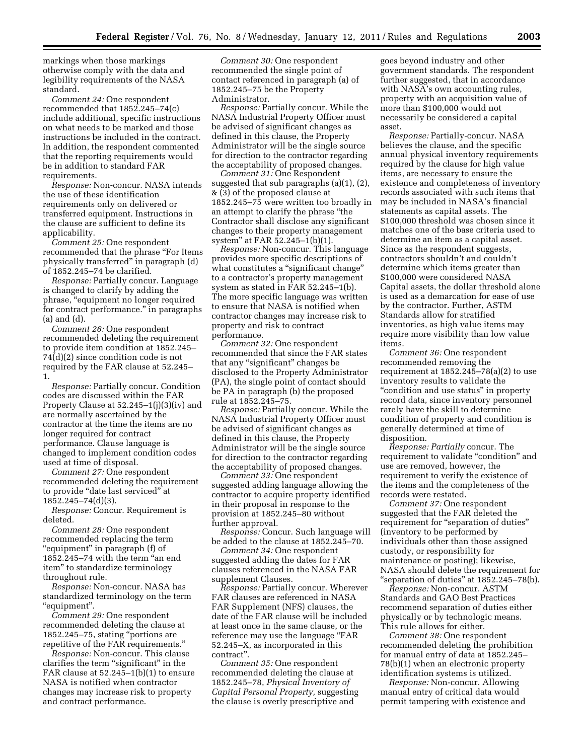markings when those markings otherwise comply with the data and legibility requirements of the NASA standard.

*Comment 24:* One respondent recommended that 1852.245–74(c) include additional, specific instructions on what needs to be marked and those instructions be included in the contract. In addition, the respondent commented that the reporting requirements would be in addition to standard FAR requirements.

*Response:* Non-concur. NASA intends the use of these identification requirements only on delivered or transferred equipment. Instructions in the clause are sufficient to define its applicability.

*Comment 25:* One respondent recommended that the phrase "For Items physically transferred" in paragraph (d) of 1852.245–74 be clarified.

*Response:* Partially concur. Language is changed to clarify by adding the phrase, "equipment no longer required for contract performance." in paragraphs (a) and (d).

*Comment 26:* One respondent recommended deleting the requirement to provide item condition at 1852.245–74(d)(2) since condition code is not required by the FAR clause at 52.245–1.

*Response:* Partially concur. Condition codes are discussed within the FAR Property Clause at 52.245–1(j)(3)(iv) and are normally ascertained by the contractor at the time the items are no longer required for contract performance. Clause language is changed to implement condition codes used at time of disposal.

*Comment 27:* One respondent recommended deleting the requirement to provide "date last serviced" at 1852.245–74(d)(3).

*Response:* Concur. Requirement is deleted.

*Comment 28:* One respondent recommended replacing the term "equipment" in paragraph (f) of 1852.245–74 with the term "an end item" to standardize terminology throughout rule.

*Response:* Non-concur. NASA has standardized terminology on the term "equipment".

*Comment 29:* One respondent recommended deleting the clause at 1852.245–75, stating "portions are repetitive of the FAR requirements."

*Response:* Non-concur. This clause clarifies the term "significant" in the FAR clause at 52.245–1(b)(1) to ensure NASA is notified when contractor changes may increase risk to property and contract performance.

*Comment 30:* One respondent recommended the single point of contact referenced in paragraph (a) of 1852.245–75 be the Property Administrator.

*Response:* Partially concur. While the NASA Industrial Property Officer must be advised of significant changes as defined in this clause, the Property Administrator will be the single source for direction to the contractor regarding the acceptability of proposed changes.

*Comment 31:* One Respondent suggested that sub paragraphs (a)(1), (2), & (3) of the proposed clause at 1852.245–75 were written too broadly in an attempt to clarify the phrase "the Contractor shall disclose any significant changes to their property management system" at FAR 52.245–1(b)(1).

*Response:* Non-concur. This language provides more specific descriptions of what constitutes a "significant change" to a contractor's property management system as stated in FAR 52.245–1(b). The more specific language was written to ensure that NASA is notified when contractor changes may increase risk to property and risk to contract performance.

*Comment 32:* One respondent recommended that since the FAR states that any "significant" changes be disclosed to the Property Administrator (PA), the single point of contact should be PA in paragraph (b) the proposed rule at 1852.245–75.

*Response:* Partially concur. While the NASA Industrial Property Officer must be advised of significant changes as defined in this clause, the Property Administrator will be the single source for direction to the contractor regarding the acceptability of proposed changes.

*Comment 33:* One respondent suggested adding language allowing the contractor to acquire property identified in their proposal in response to the provision at 1852.245–80 without further approval.

*Response:* Concur. Such language will be added to the clause at 1852.245–70.

*Comment 34:* One respondent suggested adding the dates for FAR clauses referenced in the NASA FAR supplement Clauses.

*Response:* Partially concur. Wherever FAR clauses are referenced in NASA FAR Supplement (NFS) clauses, the date of the FAR clause will be included at least once in the same clause, or the reference may use the language "FAR 52.245–X, as incorporated in this contract".

*Comment 35:* One respondent recommended deleting the clause at 1852.245–78, *Physical Inventory of Capital Personal Property,* suggesting the clause is overly prescriptive and goes beyond industry and other government standards. The respondent further suggested, that in accordance with NASA's own accounting rules, property with an acquisition value of more than $100,000 would not necessarily be considered a capital asset.

*Response:* Partially-concur. NASA believes the clause, and the specific annual physical inventory requirements required by the clause for high value items, are necessary to ensure the existence and completeness of inventory records associated with such items that may be included in NASA's financial statements as capital assets. The $100,000 threshold was chosen since it matches one of the base criteria used to determine an item as a capital asset. Since as the respondent suggests, contractors shouldn't and couldn't determine which items greater than $100,000 were considered NASA Capital assets, the dollar threshold alone is used as a demarcation for ease of use by the contractor. Further, ASTM Standards allow for stratified inventories, as high value items may require more visibility than low value items.

*Comment 36:* One respondent recommended removing the requirement at 1852.245–78(a)(2) to use inventory results to validate the "condition and use status" in property record data, since inventory personnel rarely have the skill to determine condition of property and condition is generally determined at time of disposition.

*Response: Partially* concur. The requirement to validate "condition" and use are removed, however, the requirement to verify the existence of the items and the completeness of the records were restated.

*Comment 37:* One respondent suggested that the FAR deleted the requirement for "separation of duties" (inventory to be performed by individuals other than those assigned custody, or responsibility for maintenance or posting); likewise, NASA should delete the requirement for "separation of duties" at 1852.245–78(b).

*Response:* Non-concur. ASTM Standards and GAO Best Practices recommend separation of duties either physically or by technologic means. This rule allows for either.

*Comment 38:* One respondent recommended deleting the prohibition for manual entry of data at 1852.245–78(b)(1) when an electronic property identification systems is utilized.

*Response:* Non-concur. Allowing manual entry of critical data would permit tampering with existence and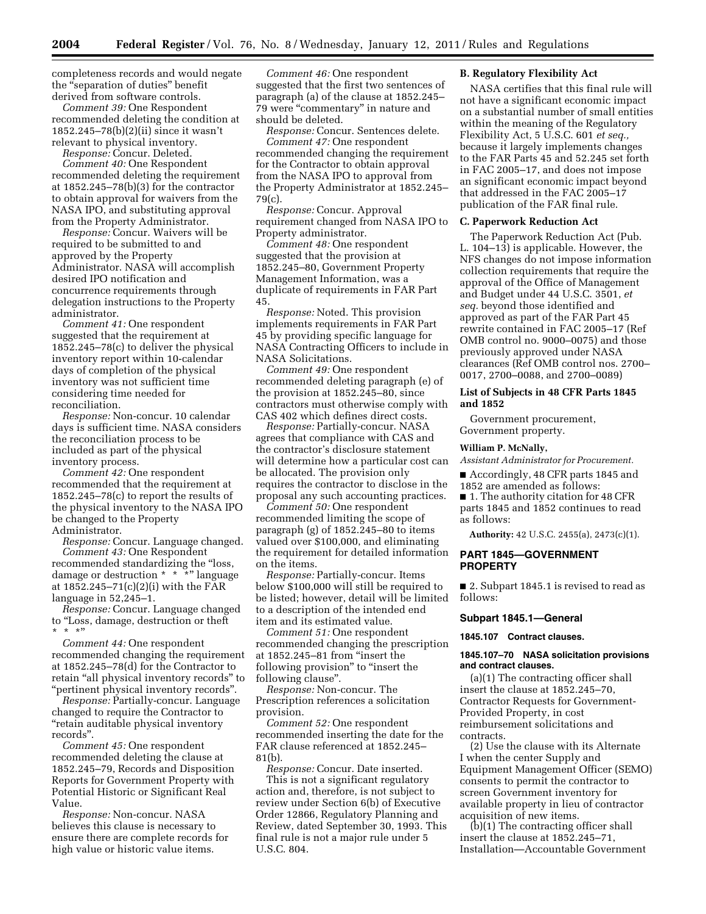completeness records and would negate the "separation of duties" benefit derived from software controls.

*Comment 39:* One Respondent recommended deleting the condition at 1852.245–78(b)(2)(ii) since it wasn't relevant to physical inventory.

*Response:* Concur. Deleted.

*Comment 40:* One Respondent recommended deleting the requirement at 1852.245–78(b)(3) for the contractor to obtain approval for waivers from the NASA IPO, and substituting approval from the Property Administrator.

*Response:* Concur. Waivers will be required to be submitted to and approved by the Property Administrator. NASA will accomplish desired IPO notification and concurrence requirements through delegation instructions to the Property administrator.

*Comment 41:* One respondent suggested that the requirement at 1852.245–78(c) to deliver the physical inventory report within 10-calendar days of completion of the physical inventory was not sufficient time considering time needed for reconciliation.

*Response:* Non-concur. 10 calendar days is sufficient time. NASA considers the reconciliation process to be included as part of the physical inventory process.

*Comment 42:* One respondent recommended that the requirement at 1852.245–78(c) to report the results of the physical inventory to the NASA IPO be changed to the Property Administrator.

*Response:* Concur. Language changed.

*Comment 43:* One Respondent recommended standardizing the "loss, damage or destruction * * *" language at 1852.245–71(c)(2)(i) with the FAR language in 52,245–1.

*Response:* Concur. Language changed to "Loss, damage, destruction or theft * * *"

*Comment 44:* One respondent recommended changing the requirement at 1852.245–78(d) for the Contractor to retain "all physical inventory records" to "pertinent physical inventory records".

*Response:* Partially-concur. Language changed to require the Contractor to "retain auditable physical inventory records".

*Comment 45:* One respondent recommended deleting the clause at 1852.245–79, Records and Disposition Reports for Government Property with Potential Historic or Significant Real Value.

*Response:* Non-concur. NASA believes this clause is necessary to ensure there are complete records for high value or historic value items.

*Comment 46:* One respondent suggested that the first two sentences of paragraph (a) of the clause at 1852.245–79 were "commentary" in nature and should be deleted.

*Response:* Concur. Sentences delete.

*Comment 47:* One respondent recommended changing the requirement for the Contractor to obtain approval from the NASA IPO to approval from the Property Administrator at 1852.245–79(c).

*Response:* Concur. Approval requirement changed from NASA IPO to Property administrator.

*Comment 48:* One respondent suggested that the provision at 1852.245–80, Government Property Management Information, was a duplicate of requirements in FAR Part 45.

*Response:* Noted. This provision implements requirements in FAR Part 45 by providing specific language for NASA Contracting Officers to include in NASA Solicitations.

*Comment 49:* One respondent recommended deleting paragraph (e) of the provision at 1852.245–80, since contractors must otherwise comply with CAS 402 which defines direct costs.

*Response:* Partially-concur. NASA agrees that compliance with CAS and the contractor's disclosure statement will determine how a particular cost can be allocated. The provision only requires the contractor to disclose in the proposal any such accounting practices.

*Comment 50:* One respondent recommended limiting the scope of paragraph (g) of 1852.245–80 to items valued over $100,000, and eliminating the requirement for detailed information on the items.

*Response:* Partially-concur. Items below $100,000 will still be required to be listed; however, detail will be limited to a description of the intended end item and its estimated value.

*Comment 51:* One respondent recommended changing the prescription at 1852.245–81 from "insert the following provision" to "insert the following clause".

*Response:* Non-concur. The Prescription references a solicitation provision.

*Comment 52:* One respondent recommended inserting the date for the FAR clause referenced at 1852.245–81(b).

*Response:* Concur. Date inserted.

This is not a significant regulatory action and, therefore, is not subject to review under Section 6(b) of Executive Order 12866, Regulatory Planning and Review, dated September 30, 1993. This final rule is not a major rule under 5 U.S.C. 804.

### B. Regulatory Flexibility Act

NASA certifies that this final rule will not have a significant economic impact on a substantial number of small entities within the meaning of the Regulatory Flexibility Act, 5 U.S.C. 601 *et seq.,* because it largely implements changes to the FAR Parts 45 and 52.245 set forth in FAC 2005–17, and does not impose an significant economic impact beyond that addressed in the FAC 2005–17 publication of the FAR final rule.

### C. Paperwork Reduction Act

The Paperwork Reduction Act (Pub. L. 104–13) is applicable. However, the NFS changes do not impose information collection requirements that require the approval of the Office of Management and Budget under 44 U.S.C. 3501, *et seq.* beyond those identified and approved as part of the FAR Part 45 rewrite contained in FAC 2005–17 (Ref OMB control no. 9000–0075) and those previously approved under NASA clearances (Ref OMB control nos. 2700–0017, 2700–0088, and 2700–0089)

### List of Subjects in 48 CFR Parts 1845 and 1852

Government procurement, Government property.

**William P. McNally,**

*Assistant Administrator for Procurement.*

■ Accordingly, 48 CFR parts 1845 and 1852 are amended as follows:

■ 1. The authority citation for 48 CFR parts 1845 and 1852 continues to read as follows:

**Authority:** 42 U.S.C. 2455(a), 2473(c)(1).

## PART 1845—GOVERNMENT PROPERTY

■ 2. Subpart 1845.1 is revised to read as follows:

### Subpart 1845.1—General

**1845.107 Contract clauses.**

**1845.107–70 NASA solicitation provisions and contract clauses.**

(a)(1) The contracting officer shall insert the clause at 1852.245–70, Contractor Requests for Government-Provided Property, in cost reimbursement solicitations and contracts.

(2) Use the clause with its Alternate I when the center Supply and Equipment Management Officer (SEMO) consents to permit the contractor to screen Government inventory for available property in lieu of contractor acquisition of new items.

(b)(1) The contracting officer shall insert the clause at 1852.245–71, Installation—Accountable Government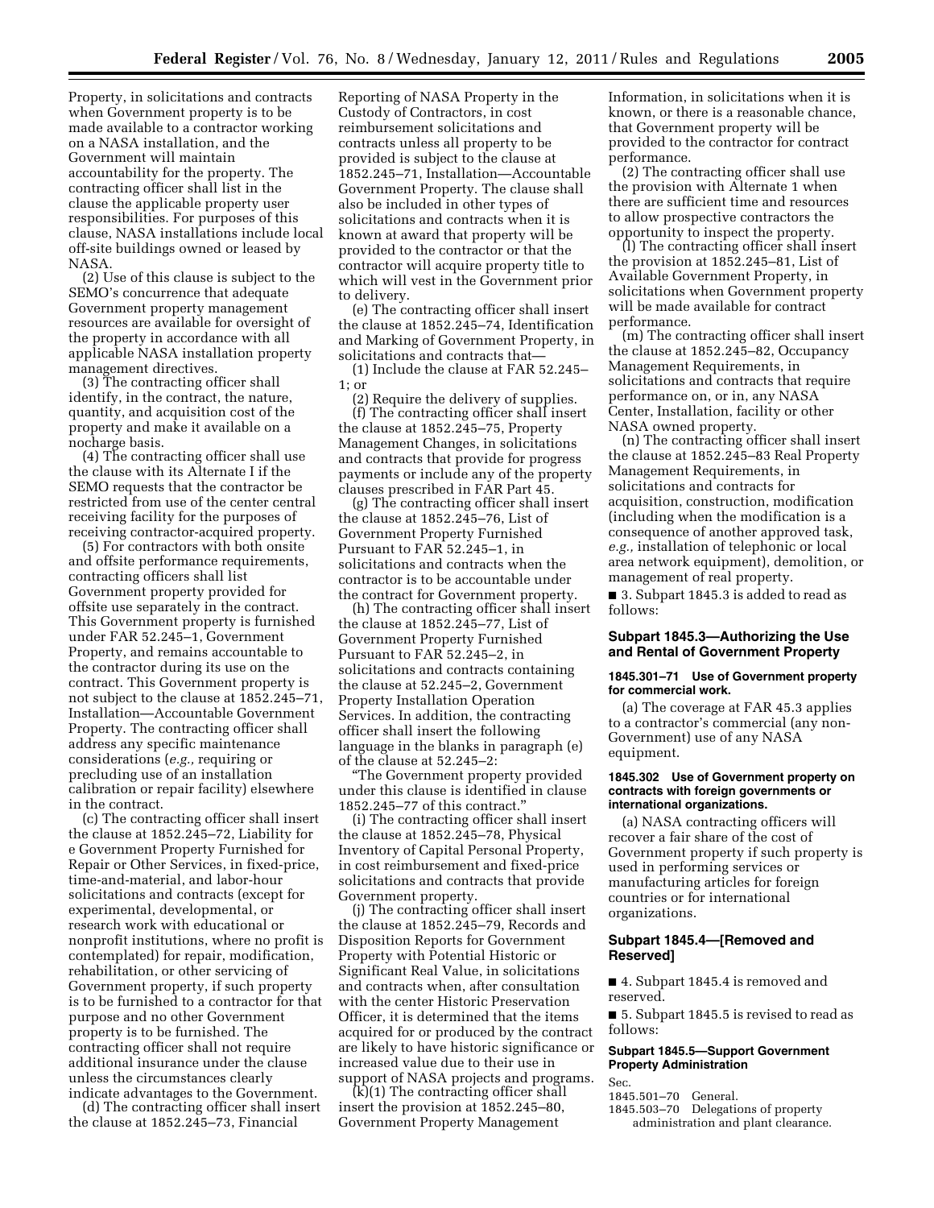Property, in solicitations and contracts when Government property is to be made available to a contractor working on a NASA installation, and the Government will maintain accountability for the property. The contracting officer shall list in the clause the applicable property user responsibilities. For purposes of this clause, NASA installations include local off-site buildings owned or leased by NASA.

(2) Use of this clause is subject to the SEMO's concurrence that adequate Government property management resources are available for oversight of the property in accordance with all applicable NASA installation property management directives.

(3) The contracting officer shall identify, in the contract, the nature, quantity, and acquisition cost of the property and make it available on a nocharge basis.

(4) The contracting officer shall use the clause with its Alternate I if the SEMO requests that the contractor be restricted from use of the center central receiving facility for the purposes of receiving contractor-acquired property.

(5) For contractors with both onsite and offsite performance requirements, contracting officers shall list Government property provided for offsite use separately in the contract. This Government property is furnished under FAR 52.245–1, Government Property, and remains accountable to the contractor during its use on the contract. This Government property is not subject to the clause at 1852.245–71, Installation—Accountable Government Property. The contracting officer shall address any specific maintenance considerations (*e.g.,* requiring or precluding use of an installation calibration or repair facility) elsewhere in the contract.

(c) The contracting officer shall insert the clause at 1852.245–72, Liability for e Government Property Furnished for Repair or Other Services, in fixed-price, time-and-material, and labor-hour solicitations and contracts (except for experimental, developmental, or research work with educational or nonprofit institutions, where no profit is contemplated) for repair, modification, rehabilitation, or other servicing of Government property, if such property is to be furnished to a contractor for that purpose and no other Government property is to be furnished. The contracting officer shall not require additional insurance under the clause unless the circumstances clearly indicate advantages to the Government.

(d) The contracting officer shall insert the clause at 1852.245–73, Financial Reporting of NASA Property in the Custody of Contractors, in cost reimbursement solicitations and contracts unless all property to be provided is subject to the clause at 1852.245–71, Installation—Accountable Government Property. The clause shall also be included in other types of solicitations and contracts when it is known at award that property will be provided to the contractor or that the contractor will acquire property title to which will vest in the Government prior to delivery.

(e) The contracting officer shall insert the clause at 1852.245–74, Identification and Marking of Government Property, in solicitations and contracts that—

(1) Include the clause at FAR 52.245–1; or

(2) Require the delivery of supplies.

(f) The contracting officer shall insert the clause at 1852.245–75, Property Management Changes, in solicitations and contracts that provide for progress payments or include any of the property clauses prescribed in FAR Part 45.

(g) The contracting officer shall insert the clause at 1852.245–76, List of Government Property Furnished Pursuant to FAR 52.245–1, in solicitations and contracts when the contractor is to be accountable under the contract for Government property.

(h) The contracting officer shall insert the clause at 1852.245–77, List of Government Property Furnished Pursuant to FAR 52.245–2, in solicitations and contracts containing the clause at 52.245–2, Government Property Installation Operation Services. In addition, the contracting officer shall insert the following language in the blanks in paragraph (e) of the clause at 52.245–2:

"The Government property provided under this clause is identified in clause 1852.245–77 of this contract."

(i) The contracting officer shall insert the clause at 1852.245–78, Physical Inventory of Capital Personal Property, in cost reimbursement and fixed-price solicitations and contracts that provide Government property.

(j) The contracting officer shall insert the clause at 1852.245–79, Records and Disposition Reports for Government Property with Potential Historic or Significant Real Value, in solicitations and contracts when, after consultation with the center Historic Preservation Officer, it is determined that the items acquired for or produced by the contract are likely to have historic significance or increased value due to their use in support of NASA projects and programs.

(k)(1) The contracting officer shall insert the provision at 1852.245–80, Government Property Management Information, in solicitations when it is known, or there is a reasonable chance, that Government property will be provided to the contractor for contract performance.

(2) The contracting officer shall use the provision with Alternate 1 when there are sufficient time and resources to allow prospective contractors the opportunity to inspect the property.

(l) The contracting officer shall insert the provision at 1852.245–81, List of Available Government Property, in solicitations when Government property will be made available for contract performance.

(m) The contracting officer shall insert the clause at 1852.245–82, Occupancy Management Requirements, in solicitations and contracts that require performance on, or in, any NASA Center, Installation, facility or other NASA owned property.

(n) The contracting officer shall insert the clause at 1852.245–83 Real Property Management Requirements, in solicitations and contracts for acquisition, construction, modification (including when the modification is a consequence of another approved task, *e.g.,* installation of telephonic or local area network equipment), demolition, or management of real property.

■ 3. Subpart 1845.3 is added to read as follows:

## Subpart 1845.3—Authorizing the Use and Rental of Government Property

### 1845.301–71 Use of Government property for commercial work.

(a) The coverage at FAR 45.3 applies to a contractor's commercial (any non-Government) use of any NASA equipment.

### 1845.302 Use of Government property on contracts with foreign governments or international organizations.

(a) NASA contracting officers will recover a fair share of the cost of Government property if such property is used in performing services or manufacturing articles for foreign countries or for international organizations.

## Subpart 1845.4—[Removed and Reserved]

■ 4. Subpart 1845.4 is removed and reserved.

■ 5. Subpart 1845.5 is revised to read as follows:

## Subpart 1845.5—Support Government Property Administration

Sec.
1845.501–70 General.
1845.503–70 Delegations of property administration and plant clearance.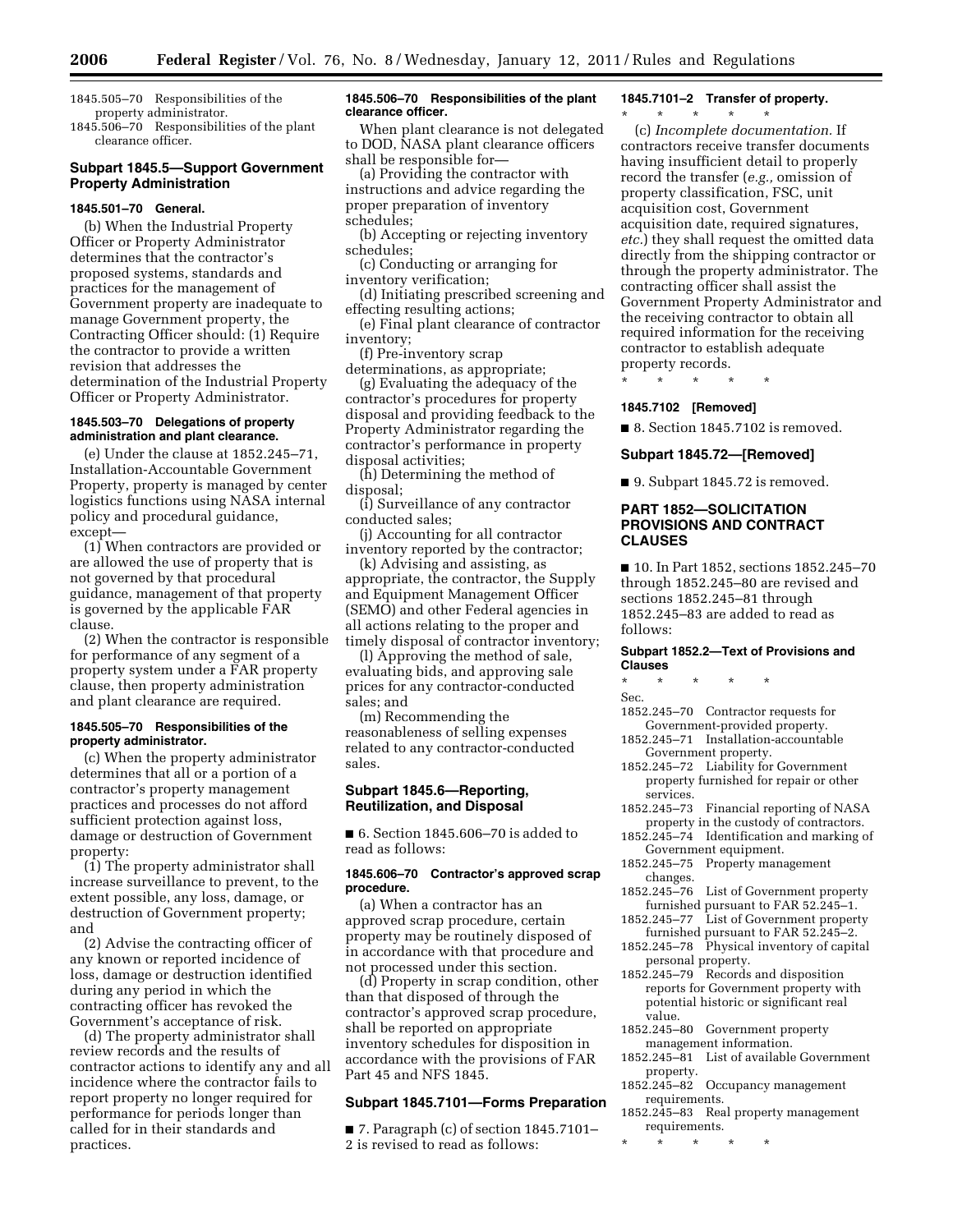1845.505–70 Responsibilities of the property administrator.
1845.506–70 Responsibilities of the plant clearance officer.

## Subpart 1845.5—Support Government Property Administration

### 1845.501–70 General.

(b) When the Industrial Property Officer or Property Administrator determines that the contractor's proposed systems, standards and practices for the management of Government property are inadequate to manage Government property, the Contracting Officer should: (1) Require the contractor to provide a written revision that addresses the determination of the Industrial Property Officer or Property Administrator.

### 1845.503–70 Delegations of property administration and plant clearance.

(e) Under the clause at 1852.245–71, Installation-Accountable Government Property, property is managed by center logistics functions using NASA internal policy and procedural guidance, except—

(1) When contractors are provided or are allowed the use of property that is not governed by that procedural guidance, management of that property is governed by the applicable FAR clause.

(2) When the contractor is responsible for performance of any segment of a property system under a FAR property clause, then property administration and plant clearance are required.

### 1845.505–70 Responsibilities of the property administrator.

(c) When the property administrator determines that all or a portion of a contractor's property management practices and processes do not afford sufficient protection against loss, damage or destruction of Government property:

(1) The property administrator shall increase surveillance to prevent, to the extent possible, any loss, damage, or destruction of Government property; and

(2) Advise the contracting officer of any known or reported incidence of loss, damage or destruction identified during any period in which the contracting officer has revoked the Government's acceptance of risk.

(d) The property administrator shall review records and the results of contractor actions to identify any and all incidence where the contractor fails to report property no longer required for performance for periods longer than called for in their standards and practices.

### 1845.506–70 Responsibilities of the plant clearance officer.

When plant clearance is not delegated to DOD, NASA plant clearance officers shall be responsible for—

(a) Providing the contractor with instructions and advice regarding the proper preparation of inventory schedules;

(b) Accepting or rejecting inventory schedules;

(c) Conducting or arranging for inventory verification;

(d) Initiating prescribed screening and effecting resulting actions;

(e) Final plant clearance of contractor inventory;

(f) Pre-inventory scrap determinations, as appropriate;

(g) Evaluating the adequacy of the contractor's procedures for property disposal and providing feedback to the Property Administrator regarding the contractor's performance in property disposal activities;

(h) Determining the method of disposal;

(i) Surveillance of any contractor conducted sales;

(j) Accounting for all contractor inventory reported by the contractor;

(k) Advising and assisting, as appropriate, the contractor, the Supply and Equipment Management Officer (SEMO) and other Federal agencies in all actions relating to the proper and timely disposal of contractor inventory;

(l) Approving the method of sale, evaluating bids, and approving sale prices for any contractor-conducted sales; and

(m) Recommending the reasonableness of selling expenses related to any contractor-conducted sales.

## Subpart 1845.6—Reporting, Reutilization, and Disposal

■ 6. Section 1845.606–70 is added to read as follows:

### 1845.606–70 Contractor's approved scrap procedure.

(a) When a contractor has an approved scrap procedure, certain property may be routinely disposed of in accordance with that procedure and not processed under this section.

(d) Property in scrap condition, other than that disposed of through the contractor's approved scrap procedure, shall be reported on appropriate inventory schedules for disposition in accordance with the provisions of FAR Part 45 and NFS 1845.

## Subpart 1845.7101—Forms Preparation

■ 7. Paragraph (c) of section 1845.7101–2 is revised to read as follows:

### 1845.7101–2 Transfer of property.

\* \* \* \* \*

(c) *Incomplete documentation.* If contractors receive transfer documents having insufficient detail to properly record the transfer (*e.g.,* omission of property classification, FSC, unit acquisition cost, Government acquisition date, required signatures, *etc.*) they shall request the omitted data directly from the shipping contractor or through the property administrator. The contracting officer shall assist the Government Property Administrator and the receiving contractor to obtain all required information for the receiving contractor to establish adequate property records.

\* \* \* \* \*

### 1845.7102 [Removed]

■ 8. Section 1845.7102 is removed.

## Subpart 1845.72—[Removed]

■ 9. Subpart 1845.72 is removed.

## PART 1852—SOLICITATION PROVISIONS AND CONTRACT CLAUSES

■ 10. In Part 1852, sections 1852.245–70 through 1852.245–80 are revised and sections 1852.245–81 through 1852.245–83 are added to read as follows:

### Subpart 1852.2—Text of Provisions and Clauses

\* \* \* \* \*

Sec.
1852.245–70 Contractor requests for Government-provided property.
1852.245–71 Installation-accountable Government property.
1852.245–72 Liability for Government property furnished for repair or other services.
1852.245–73 Financial reporting of NASA property in the custody of contractors.
1852.245–74 Identification and marking of Government equipment.
1852.245–75 Property management changes.
1852.245–76 List of Government property furnished pursuant to FAR 52.245–1.
1852.245–77 List of Government property furnished pursuant to FAR 52.245–2.
1852.245–78 Physical inventory of capital personal property.
1852.245–79 Records and disposition reports for Government property with potential historic or significant real value.
1852.245–80 Government property management information.
1852.245–81 List of available Government property.
1852.245–82 Occupancy management requirements.
1852.245–83 Real property management requirements.

\* \* \* \* \*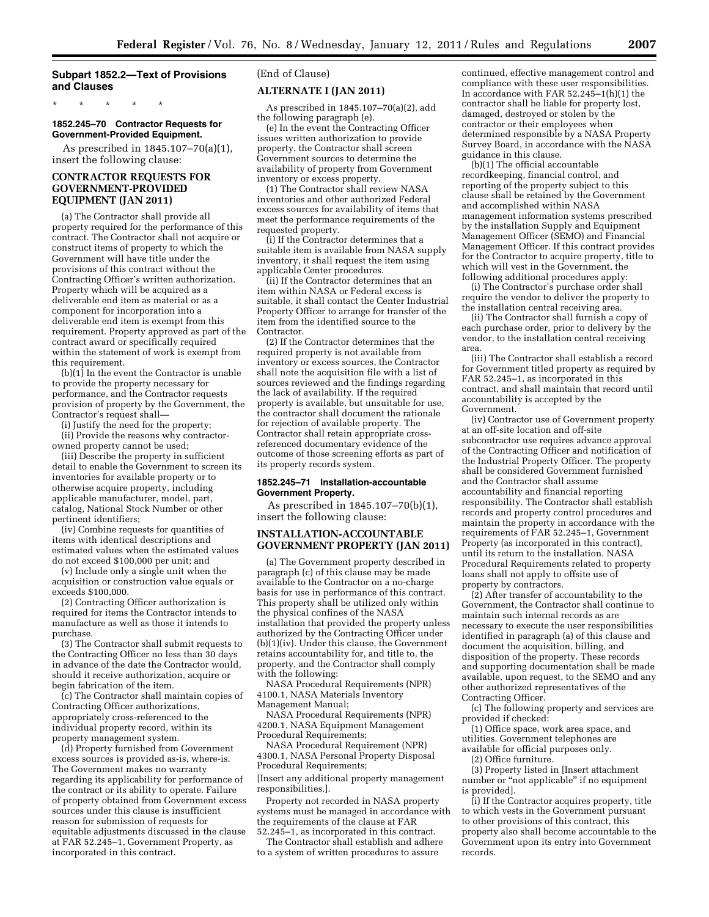## Subpart 1852.2—Text of Provisions and Clauses

\* \* \* \* \*

### 1852.245–70 Contractor Requests for Government-Provided Equipment.

As prescribed in 1845.107–70(a)(1), insert the following clause:

#### CONTRACTOR REQUESTS FOR GOVERNMENT-PROVIDED EQUIPMENT (JAN 2011)

(a) The Contractor shall provide all property required for the performance of this contract. The Contractor shall not acquire or construct items of property to which the Government will have title under the provisions of this contract without the Contracting Officer's written authorization. Property which will be acquired as a deliverable end item as material or as a component for incorporation into a deliverable end item is exempt from this requirement. Property approved as part of the contract award or specifically required within the statement of work is exempt from this requirement.

(b)(1) In the event the Contractor is unable to provide the property necessary for performance, and the Contractor requests provision of property by the Government, the Contractor's request shall—

(i) Justify the need for the property;

(ii) Provide the reasons why contractor-owned property cannot be used;

(iii) Describe the property in sufficient detail to enable the Government to screen its inventories for available property or to otherwise acquire property, including applicable manufacturer, model, part, catalog, National Stock Number or other pertinent identifiers;

(iv) Combine requests for quantities of items with identical descriptions and estimated values when the estimated values do not exceed $100,000 per unit; and

(v) Include only a single unit when the acquisition or construction value equals or exceeds $100,000.

(2) Contracting Officer authorization is required for items the Contractor intends to manufacture as well as those it intends to purchase.

(3) The Contractor shall submit requests to the Contracting Officer no less than 30 days in advance of the date the Contractor would, should it receive authorization, acquire or begin fabrication of the item.

(c) The Contractor shall maintain copies of Contracting Officer authorizations, appropriately cross-referenced to the individual property record, within its property management system.

(d) Property furnished from Government excess sources is provided as-is, where-is. The Government makes no warranty regarding its applicability for performance of the contract or its ability to operate. Failure of property obtained from Government excess sources under this clause is insufficient reason for submission of requests for equitable adjustments discussed in the clause at FAR 52.245–1, Government Property, as incorporated in this contract.

(End of Clause)

#### ALTERNATE I (JAN 2011)

As prescribed in 1845.107–70(a)(2), add the following paragraph (e).

(e) In the event the Contracting Officer issues written authorization to provide property, the Contractor shall screen Government sources to determine the availability of property from Government inventory or excess property.

(1) The Contractor shall review NASA inventories and other authorized Federal excess sources for availability of items that meet the performance requirements of the requested property.

(i) If the Contractor determines that a suitable item is available from NASA supply inventory, it shall request the item using applicable Center procedures.

(ii) If the Contractor determines that an item within NASA or Federal excess is suitable, it shall contact the Center Industrial Property Officer to arrange for transfer of the item from the identified source to the Contractor.

(2) If the Contractor determines that the required property is not available from inventory or excess sources, the Contractor shall note the acquisition file with a list of sources reviewed and the findings regarding the lack of availability. If the required property is available, but unsuitable for use, the contractor shall document the rationale for rejection of available property. The Contractor shall retain appropriate cross-referenced documentary evidence of the outcome of those screening efforts as part of its property records system.

### 1852.245–71 Installation-accountable Government Property.

As prescribed in 1845.107–70(b)(1), insert the following clause:

#### INSTALLATION-ACCOUNTABLE GOVERNMENT PROPERTY (JAN 2011)

(a) The Government property described in paragraph (c) of this clause may be made available to the Contractor on a no-charge basis for use in performance of this contract. This property shall be utilized only within the physical confines of the NASA installation that provided the property unless authorized by the Contracting Officer under (b)(1)(iv). Under this clause, the Government retains accountability for, and title to, the property, and the Contractor shall comply with the following:

NASA Procedural Requirements (NPR) 4100.1, NASA Materials Inventory Management Manual;

NASA Procedural Requirements (NPR) 4200.1, NASA Equipment Management Procedural Requirements;

NASA Procedural Requirement (NPR) 4300.1, NASA Personal Property Disposal Procedural Requirements;

[Insert any additional property management responsibilities.].

Property not recorded in NASA property systems must be managed in accordance with the requirements of the clause at FAR 52.245–1, as incorporated in this contract.

The Contractor shall establish and adhere to a system of written procedures to assure continued, effective management control and compliance with these user responsibilities. In accordance with FAR 52.245–1(h)(1) the contractor shall be liable for property lost, damaged, destroyed or stolen by the contractor or their employees when determined responsible by a NASA Property Survey Board, in accordance with the NASA guidance in this clause.

(b)(1) The official accountable recordkeeping, financial control, and reporting of the property subject to this clause shall be retained by the Government and accomplished within NASA management information systems prescribed by the installation Supply and Equipment Management Officer (SEMO) and Financial Management Officer. If this contract provides for the Contractor to acquire property, title to which will vest in the Government, the following additional procedures apply:

(i) The Contractor's purchase order shall require the vendor to deliver the property to the installation central receiving area.

(ii) The Contractor shall furnish a copy of each purchase order, prior to delivery by the vendor, to the installation central receiving area.

(iii) The Contractor shall establish a record for Government titled property as required by FAR 52.245–1, as incorporated in this contract, and shall maintain that record until accountability is accepted by the Government.

(iv) Contractor use of Government property at an off-site location and off-site subcontractor use requires advance approval of the Contracting Officer and notification of the Industrial Property Officer. The property shall be considered Government furnished and the Contractor shall assume accountability and financial reporting responsibility. The Contractor shall establish records and property control procedures and maintain the property in accordance with the requirements of FAR 52.245–1, Government Property (as incorporated in this contract), until its return to the installation. NASA Procedural Requirements related to property loans shall not apply to offsite use of property by contractors.

(2) After transfer of accountability to the Government, the Contractor shall continue to maintain such internal records as are necessary to execute the user responsibilities identified in paragraph (a) of this clause and document the acquisition, billing, and disposition of the property. These records and supporting documentation shall be made available, upon request, to the SEMO and any other authorized representatives of the Contracting Officer.

(c) The following property and services are provided if checked:

(1) Office space, work area space, and utilities. Government telephones are available for official purposes only.

(2) Office furniture.

(3) Property listed in [Insert attachment number or "not applicable" if no equipment is provided].

(i) If the Contractor acquires property, title to which vests in the Government pursuant to other provisions of this contract, this property also shall become accountable to the Government upon its entry into Government records.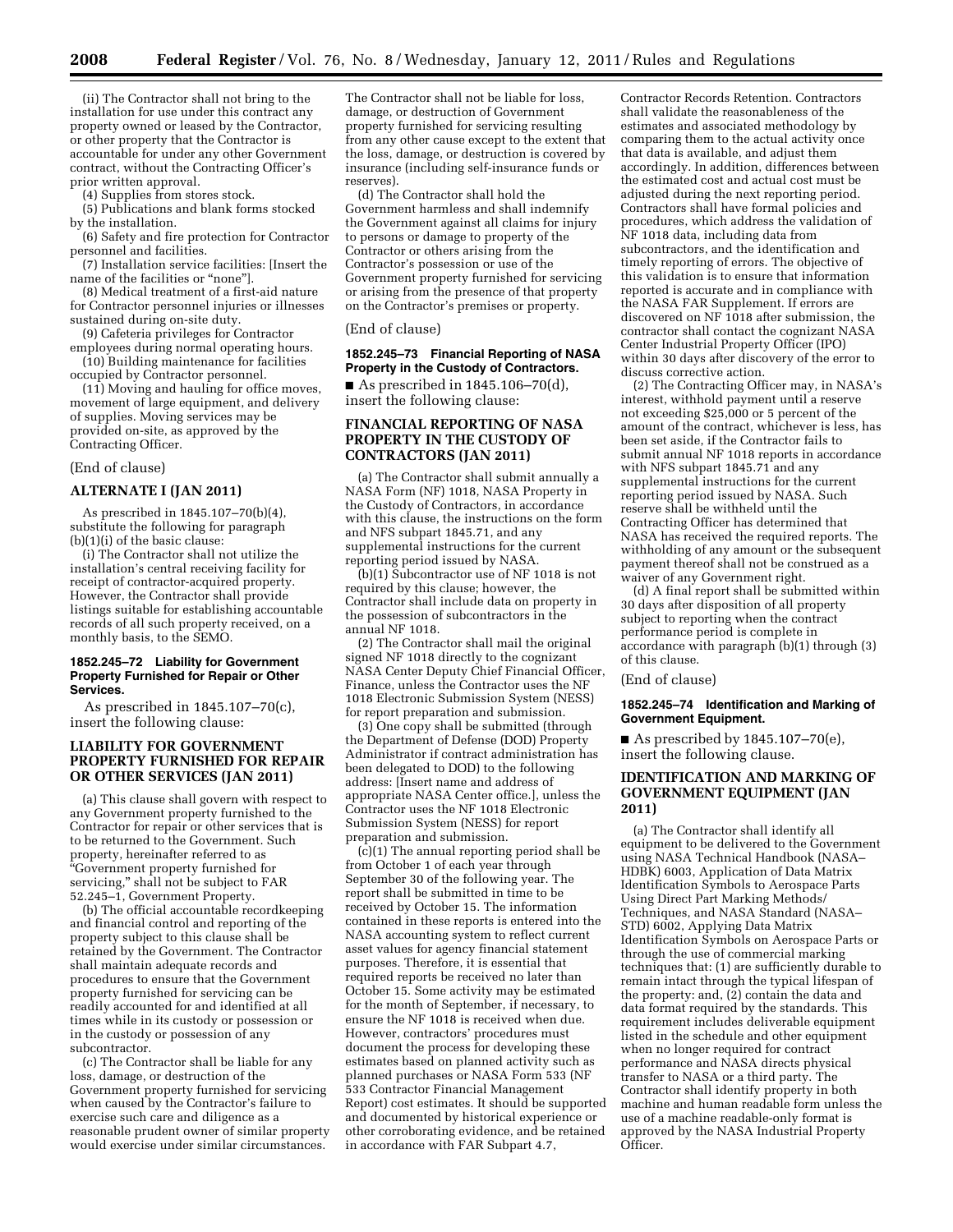(ii) The Contractor shall not bring to the installation for use under this contract any property owned or leased by the Contractor, or other property that the Contractor is accountable for under any other Government contract, without the Contracting Officer's prior written approval.

(4) Supplies from stores stock.

(5) Publications and blank forms stocked by the installation.

(6) Safety and fire protection for Contractor personnel and facilities.

(7) Installation service facilities: [Insert the name of the facilities or "none"].

(8) Medical treatment of a first-aid nature for Contractor personnel injuries or illnesses sustained during on-site duty.

(9) Cafeteria privileges for Contractor employees during normal operating hours.

(10) Building maintenance for facilities occupied by Contractor personnel.

(11) Moving and hauling for office moves, movement of large equipment, and delivery of supplies. Moving services may be provided on-site, as approved by the Contracting Officer.

(End of clause)

## ALTERNATE I (JAN 2011)

As prescribed in 1845.107–70(b)(4), substitute the following for paragraph (b)(1)(i) of the basic clause:

(i) The Contractor shall not utilize the installation's central receiving facility for receipt of contractor-acquired property. However, the Contractor shall provide listings suitable for establishing accountable records of all such property received, on a monthly basis, to the SEMO.

### 1852.245–72 Liability for Government Property Furnished for Repair or Other Services.

As prescribed in 1845.107–70(c), insert the following clause:

## LIABILITY FOR GOVERNMENT PROPERTY FURNISHED FOR REPAIR OR OTHER SERVICES (JAN 2011)

(a) This clause shall govern with respect to any Government property furnished to the Contractor for repair or other services that is to be returned to the Government. Such property, hereinafter referred to as "Government property furnished for servicing," shall not be subject to FAR 52.245–1, Government Property.

(b) The official accountable recordkeeping and financial control and reporting of the property subject to this clause shall be retained by the Government. The Contractor shall maintain adequate records and procedures to ensure that the Government property furnished for servicing can be readily accounted for and identified at all times while in its custody or possession or in the custody or possession of any subcontractor.

(c) The Contractor shall be liable for any loss, damage, or destruction of the Government property furnished for servicing when caused by the Contractor's failure to exercise such care and diligence as a reasonable prudent owner of similar property would exercise under similar circumstances. The Contractor shall not be liable for loss, damage, or destruction of Government property furnished for servicing resulting from any other cause except to the extent that the loss, damage, or destruction is covered by insurance (including self-insurance funds or reserves).

(d) The Contractor shall hold the Government harmless and shall indemnify the Government against all claims for injury to persons or damage to property of the Contractor or others arising from the Contractor's possession or use of the Government property furnished for servicing or arising from the presence of that property on the Contractor's premises or property.

(End of clause)

### 1852.245–73 Financial Reporting of NASA Property in the Custody of Contractors.

■ As prescribed in 1845.106–70(d), insert the following clause:

## FINANCIAL REPORTING OF NASA PROPERTY IN THE CUSTODY OF CONTRACTORS (JAN 2011)

(a) The Contractor shall submit annually a NASA Form (NF) 1018, NASA Property in the Custody of Contractors, in accordance with this clause, the instructions on the form and NFS subpart 1845.71, and any supplemental instructions for the current reporting period issued by NASA.

(b)(1) Subcontractor use of NF 1018 is not required by this clause; however, the Contractor shall include data on property in the possession of subcontractors in the annual NF 1018.

(2) The Contractor shall mail the original signed NF 1018 directly to the cognizant NASA Center Deputy Chief Financial Officer, Finance, unless the Contractor uses the NF 1018 Electronic Submission System (NESS) for report preparation and submission.

(3) One copy shall be submitted (through the Department of Defense (DOD) Property Administrator if contract administration has been delegated to DOD) to the following address: [Insert name and address of appropriate NASA Center office.], unless the Contractor uses the NF 1018 Electronic Submission System (NESS) for report preparation and submission.

(c)(1) The annual reporting period shall be from October 1 of each year through September 30 of the following year. The report shall be submitted in time to be received by October 15. The information contained in these reports is entered into the NASA accounting system to reflect current asset values for agency financial statement purposes. Therefore, it is essential that required reports be received no later than October 15. Some activity may be estimated for the month of September, if necessary, to ensure the NF 1018 is received when due. However, contractors' procedures must document the process for developing these estimates based on planned activity such as planned purchases or NASA Form 533 (NF 533 Contractor Financial Management Report) cost estimates. It should be supported and documented by historical experience or other corroborating evidence, and be retained in accordance with FAR Subpart 4.7, Contractor Records Retention. Contractors shall validate the reasonableness of the estimates and associated methodology by comparing them to the actual activity once that data is available, and adjust them accordingly. In addition, differences between the estimated cost and actual cost must be adjusted during the next reporting period. Contractors shall have formal policies and procedures, which address the validation of NF 1018 data, including data from subcontractors, and the identification and timely reporting of errors. The objective of this validation is to ensure that information reported is accurate and in compliance with the NASA FAR Supplement. If errors are discovered on NF 1018 after submission, the contractor shall contact the cognizant NASA Center Industrial Property Officer (IPO) within 30 days after discovery of the error to discuss corrective action.

(2) The Contracting Officer may, in NASA's interest, withhold payment until a reserve not exceeding $25,000 or 5 percent of the amount of the contract, whichever is less, has been set aside, if the Contractor fails to submit annual NF 1018 reports in accordance with NFS subpart 1845.71 and any supplemental instructions for the current reporting period issued by NASA. Such reserve shall be withheld until the Contracting Officer has determined that NASA has received the required reports. The withholding of any amount or the subsequent payment thereof shall not be construed as a waiver of any Government right.

(d) A final report shall be submitted within 30 days after disposition of all property subject to reporting when the contract performance period is complete in accordance with paragraph (b)(1) through (3) of this clause.

(End of clause)

### 1852.245–74 Identification and Marking of Government Equipment.

■ As prescribed by 1845.107–70(e), insert the following clause.

## IDENTIFICATION AND MARKING OF GOVERNMENT EQUIPMENT (JAN 2011)

(a) The Contractor shall identify all equipment to be delivered to the Government using NASA Technical Handbook (NASA–HDBK) 6003, Application of Data Matrix Identification Symbols to Aerospace Parts Using Direct Part Marking Methods/Techniques, and NASA Standard (NASA–STD) 6002, Applying Data Matrix Identification Symbols on Aerospace Parts or through the use of commercial marking techniques that: (1) are sufficiently durable to remain intact through the typical lifespan of the property: and, (2) contain the data and data format required by the standards. This requirement includes deliverable equipment listed in the schedule and other equipment when no longer required for contract performance and NASA directs physical transfer to NASA or a third party. The Contractor shall identify property in both machine and human readable form unless the use of a machine readable-only format is approved by the NASA Industrial Property Officer.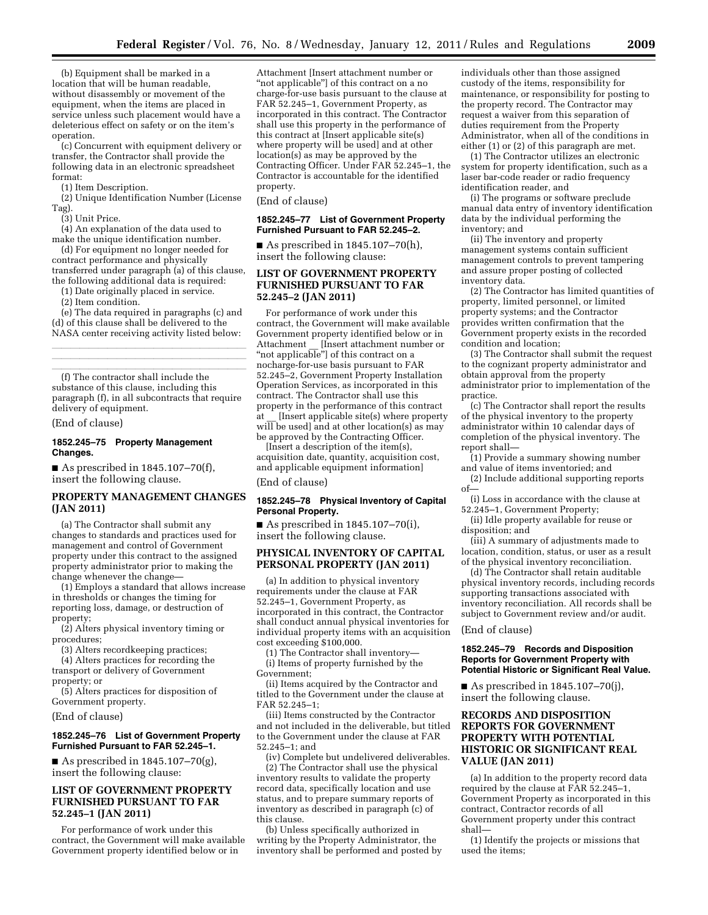(b) Equipment shall be marked in a location that will be human readable, without disassembly or movement of the equipment, when the items are placed in service unless such placement would have a deleterious effect on safety or on the item's operation.

(c) Concurrent with equipment delivery or transfer, the Contractor shall provide the following data in an electronic spreadsheet format:

(1) Item Description.

(2) Unique Identification Number (License Tag).

(3) Unit Price.

(4) An explanation of the data used to make the unique identification number.

(d) For equipment no longer needed for contract performance and physically transferred under paragraph (a) of this clause, the following additional data is required:

(1) Date originally placed in service.

(2) Item condition.

(e) The data required in paragraphs (c) and (d) of this clause shall be delivered to the NASA center receiving activity listed below:

---

---

---

(f) The contractor shall include the substance of this clause, including this paragraph (f), in all subcontracts that require delivery of equipment.

(End of clause)

**1852.245–75 Property Management Changes.**

■ As prescribed in 1845.107–70(f), insert the following clause.

### PROPERTY MANAGEMENT CHANGES (JAN 2011)

(a) The Contractor shall submit any changes to standards and practices used for management and control of Government property under this contract to the assigned property administrator prior to making the change whenever the change—

(1) Employs a standard that allows increase in thresholds or changes the timing for reporting loss, damage, or destruction of property;

(2) Alters physical inventory timing or procedures;

(3) Alters recordkeeping practices;

(4) Alters practices for recording the transport or delivery of Government property; or

(5) Alters practices for disposition of Government property.

(End of clause)

**1852.245–76 List of Government Property Furnished Pursuant to FAR 52.245–1.**

■ As prescribed in 1845.107–70(g), insert the following clause:

### LIST OF GOVERNMENT PROPERTY FURNISHED PURSUANT TO FAR 52.245–1 (JAN 2011)

For performance of work under this contract, the Government will make available Government property identified below or in Attachment [Insert attachment number or "not applicable"] of this contract on a no charge-for-use basis pursuant to the clause at FAR 52.245–1, Government Property, as incorporated in this contract. The Contractor shall use this property in the performance of this contract at [Insert applicable site(s) where property will be used] and at other location(s) as may be approved by the Contracting Officer. Under FAR 52.245–1, the Contractor is accountable for the identified property.

(End of clause)

**1852.245–77 List of Government Property Furnished Pursuant to FAR 52.245–2.**

■ As prescribed in 1845.107–70(h), insert the following clause:

### LIST OF GOVERNMENT PROPERTY FURNISHED PURSUANT TO FAR 52.245–2 (JAN 2011)

For performance of work under this contract, the Government will make available Government property identified below or in Attachment __ [Insert attachment number or "not applicable"] of this contract on a nocharge-for-use basis pursuant to FAR 52.245–2, Government Property Installation Operation Services, as incorporated in this contract. The Contractor shall use this property in the performance of this contract at __ [Insert applicable site(s) where property will be used] and at other location(s) as may be approved by the Contracting Officer.

[Insert a description of the item(s), acquisition date, quantity, acquisition cost, and applicable equipment information]

(End of clause)

**1852.245–78 Physical Inventory of Capital Personal Property.**

■ As prescribed in 1845.107–70(i), insert the following clause.

### PHYSICAL INVENTORY OF CAPITAL PERSONAL PROPERTY (JAN 2011)

(a) In addition to physical inventory requirements under the clause at FAR 52.245–1, Government Property, as incorporated in this contract, the Contractor shall conduct annual physical inventories for individual property items with an acquisition cost exceeding $100,000.

(1) The Contractor shall inventory—

(i) Items of property furnished by the Government;

(ii) Items acquired by the Contractor and titled to the Government under the clause at FAR 52.245–1;

(iii) Items constructed by the Contractor and not included in the deliverable, but titled to the Government under the clause at FAR 52.245–1; and

(iv) Complete but undelivered deliverables.

(2) The Contractor shall use the physical inventory results to validate the property record data, specifically location and use status, and to prepare summary reports of inventory as described in paragraph (c) of this clause.

(b) Unless specifically authorized in writing by the Property Administrator, the inventory shall be performed and posted by individuals other than those assigned custody of the items, responsibility for maintenance, or responsibility for posting to the property record. The Contractor may request a waiver from this separation of duties requirement from the Property Administrator, when all of the conditions in either (1) or (2) of this paragraph are met.

(1) The Contractor utilizes an electronic system for property identification, such as a laser bar-code reader or radio frequency identification reader, and

(i) The programs or software preclude manual data entry of inventory identification data by the individual performing the inventory; and

(ii) The inventory and property management systems contain sufficient management controls to prevent tampering and assure proper posting of collected inventory data.

(2) The Contractor has limited quantities of property, limited personnel, or limited property systems; and the Contractor provides written confirmation that the Government property exists in the recorded condition and location;

(3) The Contractor shall submit the request to the cognizant property administrator and obtain approval from the property administrator prior to implementation of the practice.

(c) The Contractor shall report the results of the physical inventory to the property administrator within 10 calendar days of completion of the physical inventory. The report shall—

(1) Provide a summary showing number and value of items inventoried; and

(2) Include additional supporting reports of—

(i) Loss in accordance with the clause at 52.245–1, Government Property;

(ii) Idle property available for reuse or disposition; and

(iii) A summary of adjustments made to location, condition, status, or user as a result of the physical inventory reconciliation.

(d) The Contractor shall retain auditable physical inventory records, including records supporting transactions associated with inventory reconciliation. All records shall be subject to Government review and/or audit.

(End of clause)

**1852.245–79 Records and Disposition Reports for Government Property with Potential Historic or Significant Real Value.**

■ As prescribed in 1845.107–70(j), insert the following clause.

### RECORDS AND DISPOSITION REPORTS FOR GOVERNMENT PROPERTY WITH POTENTIAL HISTORIC OR SIGNIFICANT REAL VALUE (JAN 2011)

(a) In addition to the property record data required by the clause at FAR 52.245–1, Government Property as incorporated in this contract, Contractor records of all Government property under this contract shall—

(1) Identify the projects or missions that used the items;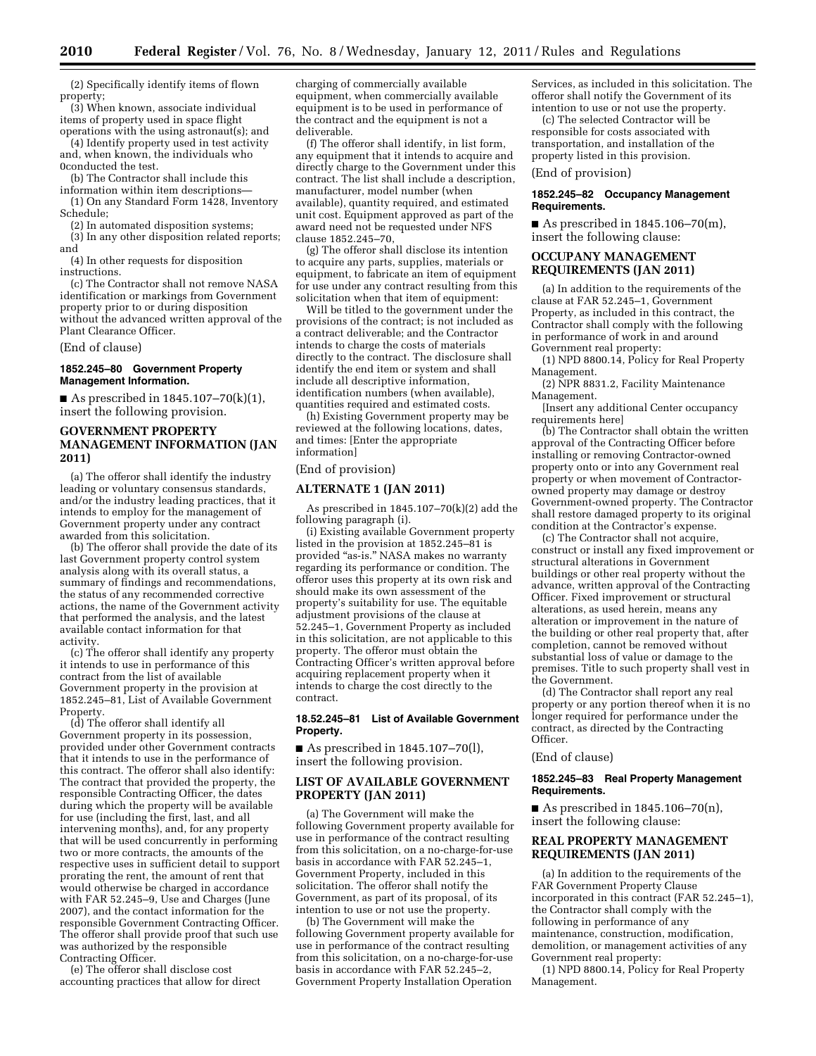(2) Specifically identify items of flown property;

(3) When known, associate individual items of property used in space flight operations with the using astronaut(s); and

(4) Identify property used in test activity and, when known, the individuals who 0conducted the test.

(b) The Contractor shall include this information within item descriptions—

(1) On any Standard Form 1428, Inventory Schedule;

(2) In automated disposition systems;

(3) In any other disposition related reports; and

(4) In other requests for disposition instructions.

(c) The Contractor shall not remove NASA identification or markings from Government property prior to or during disposition without the advanced written approval of the Plant Clearance Officer.

(End of clause)

#### 1852.245–80 Government Property Management Information.

■ As prescribed in 1845.107–70(k)(1), insert the following provision.

### GOVERNMENT PROPERTY MANAGEMENT INFORMATION (JAN 2011)

(a) The offeror shall identify the industry leading or voluntary consensus standards, and/or the industry leading practices, that it intends to employ for the management of Government property under any contract awarded from this solicitation.

(b) The offeror shall provide the date of its last Government property control system analysis along with its overall status, a summary of findings and recommendations, the status of any recommended corrective actions, the name of the Government activity that performed the analysis, and the latest available contact information for that activity.

(c) The offeror shall identify any property it intends to use in performance of this contract from the list of available Government property in the provision at 1852.245–81, List of Available Government Property.

(d) The offeror shall identify all Government property in its possession, provided under other Government contracts that it intends to use in the performance of this contract. The offeror shall also identify: The contract that provided the property, the responsible Contracting Officer, the dates during which the property will be available for use (including the first, last, and all intervening months), and, for any property that will be used concurrently in performing two or more contracts, the amounts of the respective uses in sufficient detail to support prorating the rent, the amount of rent that would otherwise be charged in accordance with FAR 52.245–9, Use and Charges (June 2007), and the contact information for the responsible Government Contracting Officer. The offeror shall provide proof that such use was authorized by the responsible Contracting Officer.

(e) The offeror shall disclose cost accounting practices that allow for direct charging of commercially available equipment, when commercially available equipment is to be used in performance of the contract and the equipment is not a deliverable.

(f) The offeror shall identify, in list form, any equipment that it intends to acquire and directly charge to the Government under this contract. The list shall include a description, manufacturer, model number (when available), quantity required, and estimated unit cost. Equipment approved as part of the award need not be requested under NFS clause 1852.245–70,

(g) The offeror shall disclose its intention to acquire any parts, supplies, materials or equipment, to fabricate an item of equipment for use under any contract resulting from this solicitation when that item of equipment:

Will be titled to the government under the provisions of the contract; is not included as a contract deliverable; and the Contractor intends to charge the costs of materials directly to the contract. The disclosure shall identify the end item or system and shall include all descriptive information, identification numbers (when available), quantities required and estimated costs.

(h) Existing Government property may be reviewed at the following locations, dates, and times: [Enter the appropriate information]

(End of provision)

### ALTERNATE 1 (JAN 2011)

As prescribed in 1845.107–70(k)(2) add the following paragraph (i).

(i) Existing available Government property listed in the provision at 1852.245–81 is provided "as-is." NASA makes no warranty regarding its performance or condition. The offeror uses this property at its own risk and should make its own assessment of the property's suitability for use. The equitable adjustment provisions of the clause at 52.245–1, Government Property as included in this solicitation, are not applicable to this property. The offeror must obtain the Contracting Officer's written approval before acquiring replacement property when it intends to charge the cost directly to the contract.

#### 18.52.245–81 List of Available Government Property.

■ As prescribed in 1845.107–70(l), insert the following provision.

### LIST OF AVAILABLE GOVERNMENT PROPERTY (JAN 2011)

(a) The Government will make the following Government property available for use in performance of the contract resulting from this solicitation, on a no-charge-for-use basis in accordance with FAR 52.245–1, Government Property, included in this solicitation. The offeror shall notify the Government, as part of its proposal, of its intention to use or not use the property.

(b) The Government will make the following Government property available for use in performance of the contract resulting from this solicitation, on a no-charge-for-use basis in accordance with FAR 52.245–2, Government Property Installation Operation Services, as included in this solicitation. The offeror shall notify the Government of its intention to use or not use the property.

(c) The selected Contractor will be responsible for costs associated with transportation, and installation of the property listed in this provision.

(End of provision)

#### 1852.245–82 Occupancy Management Requirements.

■ As prescribed in 1845.106–70(m), insert the following clause:

### OCCUPANY MANAGEMENT REQUIREMENTS (JAN 2011)

(a) In addition to the requirements of the clause at FAR 52.245–1, Government Property, as included in this contract, the Contractor shall comply with the following in performance of work in and around Government real property:

(1) NPD 8800.14, Policy for Real Property Management.

(2) NPR 8831.2, Facility Maintenance Management.

[Insert any additional Center occupancy requirements here]

(b) The Contractor shall obtain the written approval of the Contracting Officer before installing or removing Contractor-owned property onto or into any Government real property or when movement of Contractor-owned property may damage or destroy Government-owned property. The Contractor shall restore damaged property to its original condition at the Contractor's expense.

(c) The Contractor shall not acquire, construct or install any fixed improvement or structural alterations in Government buildings or other real property without the advance, written approval of the Contracting Officer. Fixed improvement or structural alterations, as used herein, means any alteration or improvement in the nature of the building or other real property that, after completion, cannot be removed without substantial loss of value or damage to the premises. Title to such property shall vest in the Government.

(d) The Contractor shall report any real property or any portion thereof when it is no longer required for performance under the contract, as directed by the Contracting Officer.

(End of clause)

#### 1852.245–83 Real Property Management Requirements.

■ As prescribed in 1845.106–70(n), insert the following clause:

### REAL PROPERTY MANAGEMENT REQUIREMENTS (JAN 2011)

(a) In addition to the requirements of the FAR Government Property Clause incorporated in this contract (FAR 52.245–1), the Contractor shall comply with the following in performance of any maintenance, construction, modification, demolition, or management activities of any Government real property:

(1) NPD 8800.14, Policy for Real Property Management.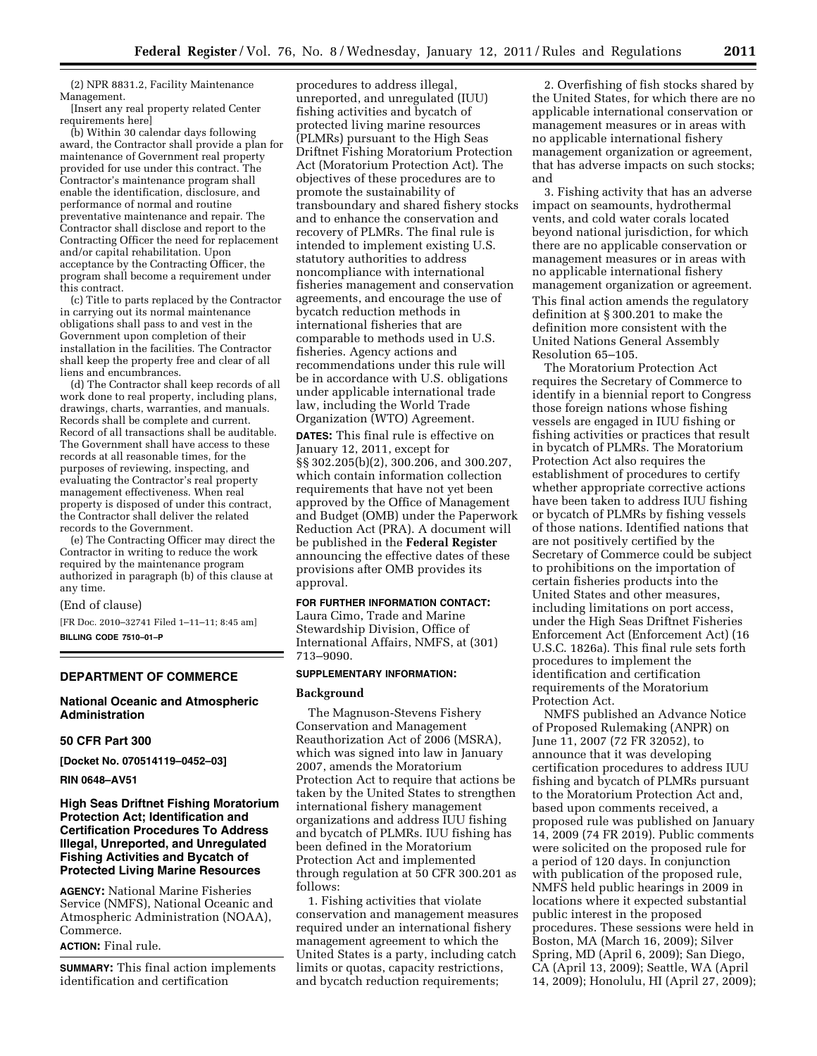(2) NPR 8831.2, Facility Maintenance Management.

[Insert any real property related Center requirements here]

(b) Within 30 calendar days following award, the Contractor shall provide a plan for maintenance of Government real property provided for use under this contract. The Contractor's maintenance program shall enable the identification, disclosure, and performance of normal and routine preventative maintenance and repair. The Contractor shall disclose and report to the Contracting Officer the need for replacement and/or capital rehabilitation. Upon acceptance by the Contracting Officer, the program shall become a requirement under this contract.

(c) Title to parts replaced by the Contractor in carrying out its normal maintenance obligations shall pass to and vest in the Government upon completion of their installation in the facilities. The Contractor shall keep the property free and clear of all liens and encumbrances.

(d) The Contractor shall keep records of all work done to real property, including plans, drawings, charts, warranties, and manuals. Records shall be complete and current. Record of all transactions shall be auditable. The Government shall have access to these records at all reasonable times, for the purposes of reviewing, inspecting, and evaluating the Contractor's real property management effectiveness. When real property is disposed of under this contract, the Contractor shall deliver the related records to the Government.

(e) The Contracting Officer may direct the Contractor in writing to reduce the work required by the maintenance program authorized in paragraph (b) of this clause at any time.

(End of clause)

[FR Doc. 2010–32741 Filed 1–11–11; 8:45 am]

**BILLING CODE 7510–01–P**

## DEPARTMENT OF COMMERCE

### National Oceanic and Atmospheric Administration

#### 50 CFR Part 300

**[Docket No. 070514119–0452–03]**

**RIN 0648–AV51**

### High Seas Driftnet Fishing Moratorium Protection Act; Identification and Certification Procedures To Address Illegal, Unreported, and Unregulated Fishing Activities and Bycatch of Protected Living Marine Resources

**AGENCY:** National Marine Fisheries Service (NMFS), National Oceanic and Atmospheric Administration (NOAA), Commerce.

**ACTION:** Final rule.

**SUMMARY:** This final action implements identification and certification procedures to address illegal, unreported, and unregulated (IUU) fishing activities and bycatch of protected living marine resources (PLMRs) pursuant to the High Seas Driftnet Fishing Moratorium Protection Act (Moratorium Protection Act). The objectives of these procedures are to promote the sustainability of transboundary and shared fishery stocks and to enhance the conservation and recovery of PLMRs. The final rule is intended to implement existing U.S. statutory authorities to address noncompliance with international fisheries management and conservation agreements, and encourage the use of bycatch reduction methods in international fisheries that are comparable to methods used in U.S. fisheries. Agency actions and recommendations under this rule will be in accordance with U.S. obligations under applicable international trade law, including the World Trade Organization (WTO) Agreement.

**DATES:** This final rule is effective on January 12, 2011, except for §§ 302.205(b)(2), 300.206, and 300.207, which contain information collection requirements that have not yet been approved by the Office of Management and Budget (OMB) under the Paperwork Reduction Act (PRA). A document will be published in the **Federal Register** announcing the effective dates of these provisions after OMB provides its approval.

**FOR FURTHER INFORMATION CONTACT:** Laura Cimo, Trade and Marine Stewardship Division, Office of International Affairs, NMFS, at (301) 713–9090.

**SUPPLEMENTARY INFORMATION:**

**Background**

The Magnuson-Stevens Fishery Conservation and Management Reauthorization Act of 2006 (MSRA), which was signed into law in January 2007, amends the Moratorium Protection Act to require that actions be taken by the United States to strengthen international fishery management organizations and address IUU fishing and bycatch of PLMRs. IUU fishing has been defined in the Moratorium Protection Act and implemented through regulation at 50 CFR 300.201 as follows:

1. Fishing activities that violate conservation and management measures required under an international fishery management agreement to which the United States is a party, including catch limits or quotas, capacity restrictions, and bycatch reduction requirements;

2. Overfishing of fish stocks shared by the United States, for which there are no applicable international conservation or management measures or in areas with no applicable international fishery management organization or agreement, that has adverse impacts on such stocks; and

3. Fishing activity that has an adverse impact on seamounts, hydrothermal vents, and cold water corals located beyond national jurisdiction, for which there are no applicable conservation or management measures or in areas with no applicable international fishery management organization or agreement.

This final action amends the regulatory definition at § 300.201 to make the definition more consistent with the United Nations General Assembly Resolution 65–105.

The Moratorium Protection Act requires the Secretary of Commerce to identify in a biennial report to Congress those foreign nations whose fishing vessels are engaged in IUU fishing or fishing activities or practices that result in bycatch of PLMRs. The Moratorium Protection Act also requires the establishment of procedures to certify whether appropriate corrective actions have been taken to address IUU fishing or bycatch of PLMRs by fishing vessels of those nations. Identified nations that are not positively certified by the Secretary of Commerce could be subject to prohibitions on the importation of certain fisheries products into the United States and other measures, including limitations on port access, under the High Seas Driftnet Fisheries Enforcement Act (Enforcement Act) (16 U.S.C. 1826a). This final rule sets forth procedures to implement the identification and certification requirements of the Moratorium Protection Act.

NMFS published an Advance Notice of Proposed Rulemaking (ANPR) on June 11, 2007 (72 FR 32052), to announce that it was developing certification procedures to address IUU fishing and bycatch of PLMRs pursuant to the Moratorium Protection Act and, based upon comments received, a proposed rule was published on January 14, 2009 (74 FR 2019). Public comments were solicited on the proposed rule for a period of 120 days. In conjunction with publication of the proposed rule, NMFS held public hearings in 2009 in locations where it expected substantial public interest in the proposed procedures. These sessions were held in Boston, MA (March 16, 2009); Silver Spring, MD (April 6, 2009); San Diego, CA (April 13, 2009); Seattle, WA (April 14, 2009); Honolulu, HI (April 27, 2009);